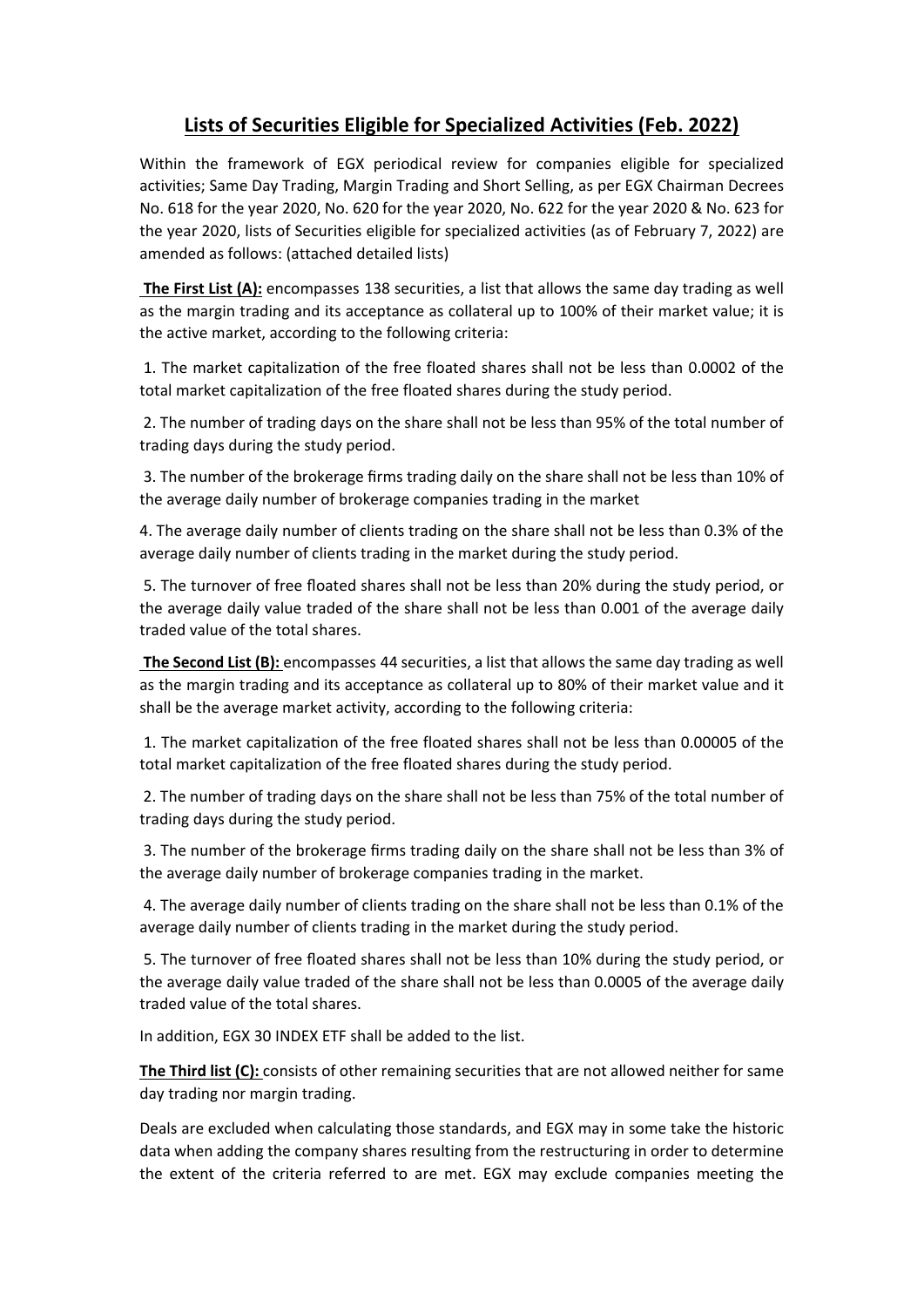# Lists of Securities Eligible for Specialized Activities (Feb. 2022)

Within the framework of EGX periodical review for companies eligible for specialized activities; Same Day Trading, Margin Trading and Short Selling, as per EGX Chairman Decrees No. 618 for the year 2020, No. 620 for the year 2020, No. 622 for the year 2020 & No. 623 for the year 2020, lists of Securities eligible for specialized activities (as of February 7, 2022) are amended as follows: (attached detailed lists)

**The First List (A):** encompasses 138 securities, a list that allows the same day trading as well as the margin trading and its acceptance as collateral up to 100% of their market value; it is the active market, according to the following criteria:

1. The market capitalization of the free floated shares shall not be less than 0.0002 of the total market capitalization of the free floated shares during the study period.

2. The number of trading days on the share shall not be less than 95% of the total number of trading days during the study period.

3. The number of the brokerage firms trading daily on the share shall not be less than 10% of the average daily number of brokerage companies trading in the market

4. The average daily number of clients trading on the share shall not be less than 0.3% of the average daily number of clients trading in the market during the study period.

5. The turnover of free floated shares shall not be less than 20% during the study period, or the average daily value traded of the share shall not be less than 0.001 of the average daily traded value of the total shares.

**The Second List (B):** encompasses 44 securities, a list that allows the same day trading as well as the margin trading and its acceptance as collateral up to 80% of their market value and it shall be the average market activity, according to the following criteria:

1. The market capitalization of the free floated shares shall not be less than 0.00005 of the total market capitalization of the free floated shares during the study period.

2. The number of trading days on the share shall not be less than 75% of the total number of trading days during the study period.

3. The number of the brokerage firms trading daily on the share shall not be less than 3% of the average daily number of brokerage companies trading in the market.

4. The average daily number of clients trading on the share shall not be less than 0.1% of the average daily number of clients trading in the market during the study period.

5. The turnover of free floated shares shall not be less than 10% during the study period, or the average daily value traded of the share shall not be less than 0.0005 of the average daily traded value of the total shares.

In addition, EGX 30 INDEX ETF shall be added to the list.

**The Third list (C):** consists of other remaining securities that are not allowed neither for same day trading nor margin trading.

Deals are excluded when calculating those standards, and EGX may in some take the historic data when adding the company shares resulting from the restructuring in order to determine the extent of the criteria referred to are met. EGX may exclude companies meeting the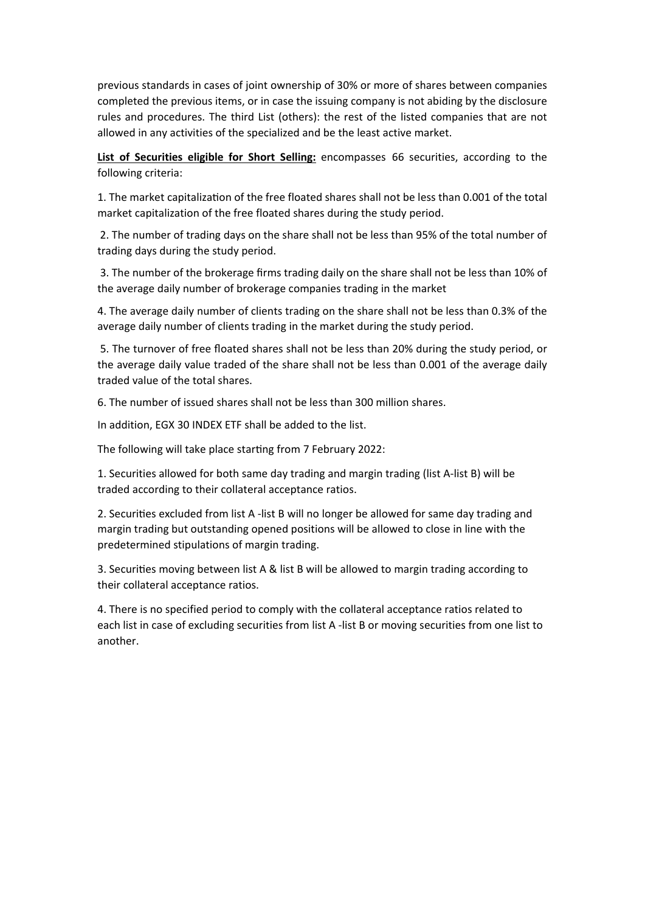previous standards in cases of joint ownership of 30% or more of shares between companies completed the previous items, or in case the issuing company is not abiding by the disclosure rules and procedures. The third List (others): the rest of the listed companies that are not allowed in any activities of the specialized and be the least active market.

**List of Securities eligible for Short Selling:** encompasses 66 securities, according to the following criteria:

1. The market capitalization of the free floated shares shall not be less than 0.001 of the total market capitalization of the free floated shares during the study period.
2. The number of trading days on the share shall not be less than 95% of the total number of trading days during the study period.
3. The number of the brokerage firms trading daily on the share shall not be less than 10% of the average daily number of brokerage companies trading in the market
4. The average daily number of clients trading on the share shall not be less than 0.3% of the average daily number of clients trading in the market during the study period.
5. The turnover of free floated shares shall not be less than 20% during the study period, or the average daily value traded of the share shall not be less than 0.001 of the average daily traded value of the total shares.
6. The number of issued shares shall not be less than 300 million shares.

In addition, EGX 30 INDEX ETF shall be added to the list.

The following will take place starting from 7 February 2022:

1. Securities allowed for both same day trading and margin trading (list A-list B) will be traded according to their collateral acceptance ratios.
2. Securities excluded from list A -list B will no longer be allowed for same day trading and margin trading but outstanding opened positions will be allowed to close in line with the predetermined stipulations of margin trading.
3. Securities moving between list A & list B will be allowed to margin trading according to their collateral acceptance ratios.
4. There is no specified period to comply with the collateral acceptance ratios related to each list in case of excluding securities from list A -list B or moving securities from one list to another.